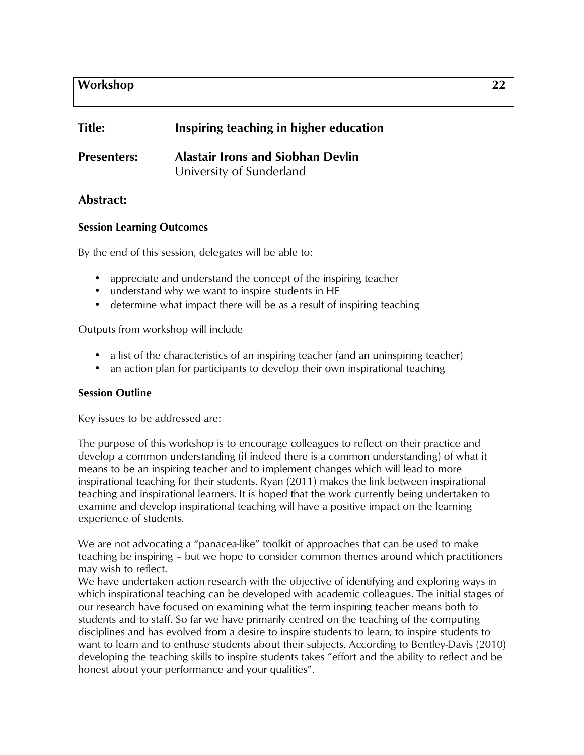**Workshop** **22**

| | |
|---|---|
| **Title:** | **Inspiring teaching in higher education** |
| **Presenters:** | **Alastair Irons and Siobhan Devlin**<br>University of Sunderland |

## Abstract:

**Session Learning Outcomes**

By the end of this session, delegates will be able to:

- appreciate and understand the concept of the inspiring teacher
- understand why we want to inspire students in HE
- determine what impact there will be as a result of inspiring teaching

Outputs from workshop will include

- a list of the characteristics of an inspiring teacher (and an uninspiring teacher)
- an action plan for participants to develop their own inspirational teaching

**Session Outline**

Key issues to be addressed are:

The purpose of this workshop is to encourage colleagues to reflect on their practice and develop a common understanding (if indeed there is a common understanding) of what it means to be an inspiring teacher and to implement changes which will lead to more inspirational teaching for their students. Ryan (2011) makes the link between inspirational teaching and inspirational learners. It is hoped that the work currently being undertaken to examine and develop inspirational teaching will have a positive impact on the learning experience of students.

We are not advocating a "panacea-like" toolkit of approaches that can be used to make teaching be inspiring – but we hope to consider common themes around which practitioners may wish to reflect.

We have undertaken action research with the objective of identifying and exploring ways in which inspirational teaching can be developed with academic colleagues. The initial stages of our research have focused on examining what the term inspiring teacher means both to students and to staff. So far we have primarily centred on the teaching of the computing disciplines and has evolved from a desire to inspire students to learn, to inspire students to want to learn and to enthuse students about their subjects. According to Bentley-Davis (2010) developing the teaching skills to inspire students takes "effort and the ability to reflect and be honest about your performance and your qualities".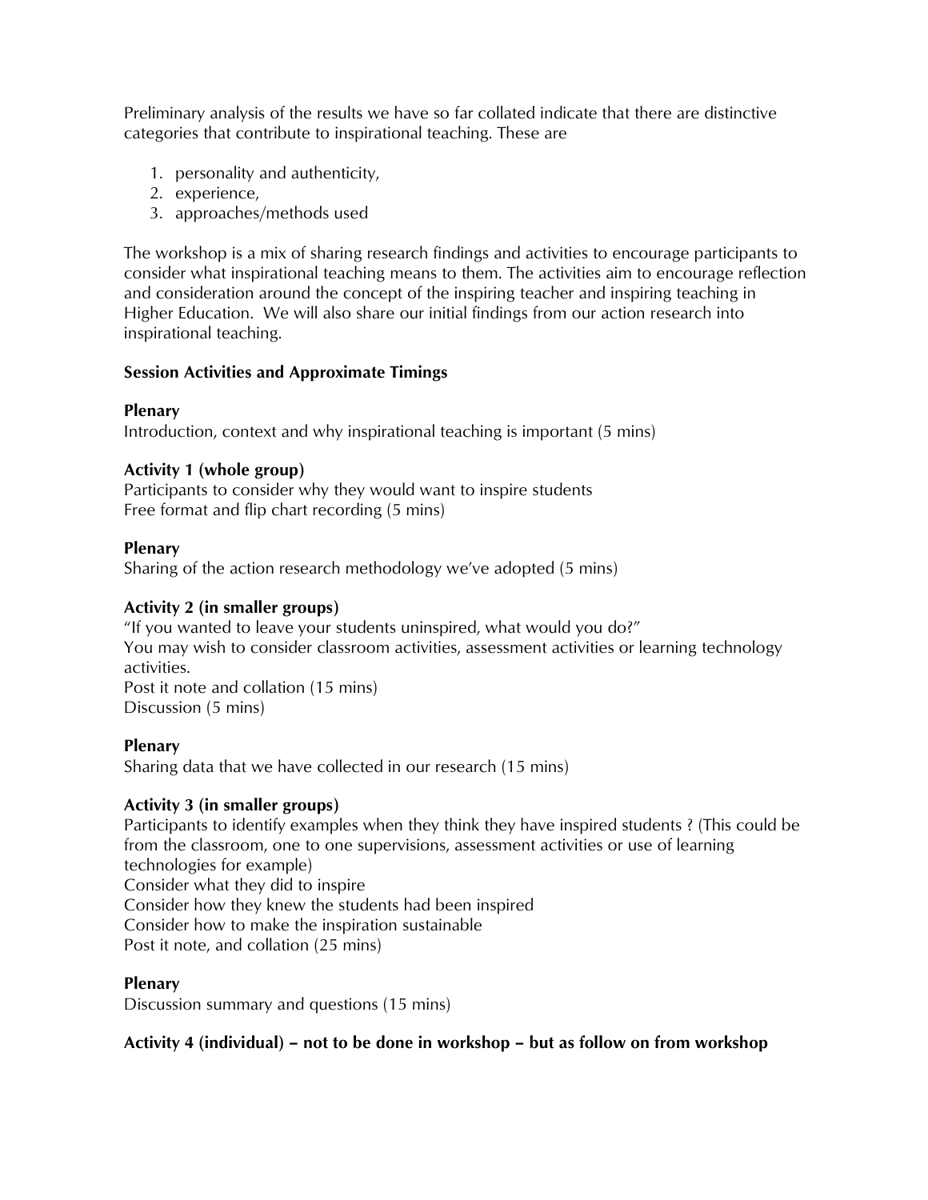Preliminary analysis of the results we have so far collated indicate that there are distinctive categories that contribute to inspirational teaching. These are

1. personality and authenticity,
2. experience,
3. approaches/methods used

The workshop is a mix of sharing research findings and activities to encourage participants to consider what inspirational teaching means to them. The activities aim to encourage reflection and consideration around the concept of the inspiring teacher and inspiring teaching in Higher Education. We will also share our initial findings from our action research into inspirational teaching.

**Session Activities and Approximate Timings**

**Plenary**
Introduction, context and why inspirational teaching is important (5 mins)

**Activity 1 (whole group)**
Participants to consider why they would want to inspire students
Free format and flip chart recording (5 mins)

**Plenary**
Sharing of the action research methodology we've adopted (5 mins)

**Activity 2 (in smaller groups)**
"If you wanted to leave your students uninspired, what would you do?"
You may wish to consider classroom activities, assessment activities or learning technology activities.
Post it note and collation (15 mins)
Discussion (5 mins)

**Plenary**
Sharing data that we have collected in our research (15 mins)

**Activity 3 (in smaller groups)**
Participants to identify examples when they think they have inspired students ? (This could be from the classroom, one to one supervisions, assessment activities or use of learning technologies for example)
Consider what they did to inspire
Consider how they knew the students had been inspired
Consider how to make the inspiration sustainable
Post it note, and collation (25 mins)

**Plenary**
Discussion summary and questions (15 mins)

**Activity 4 (individual) – not to be done in workshop – but as follow on from workshop**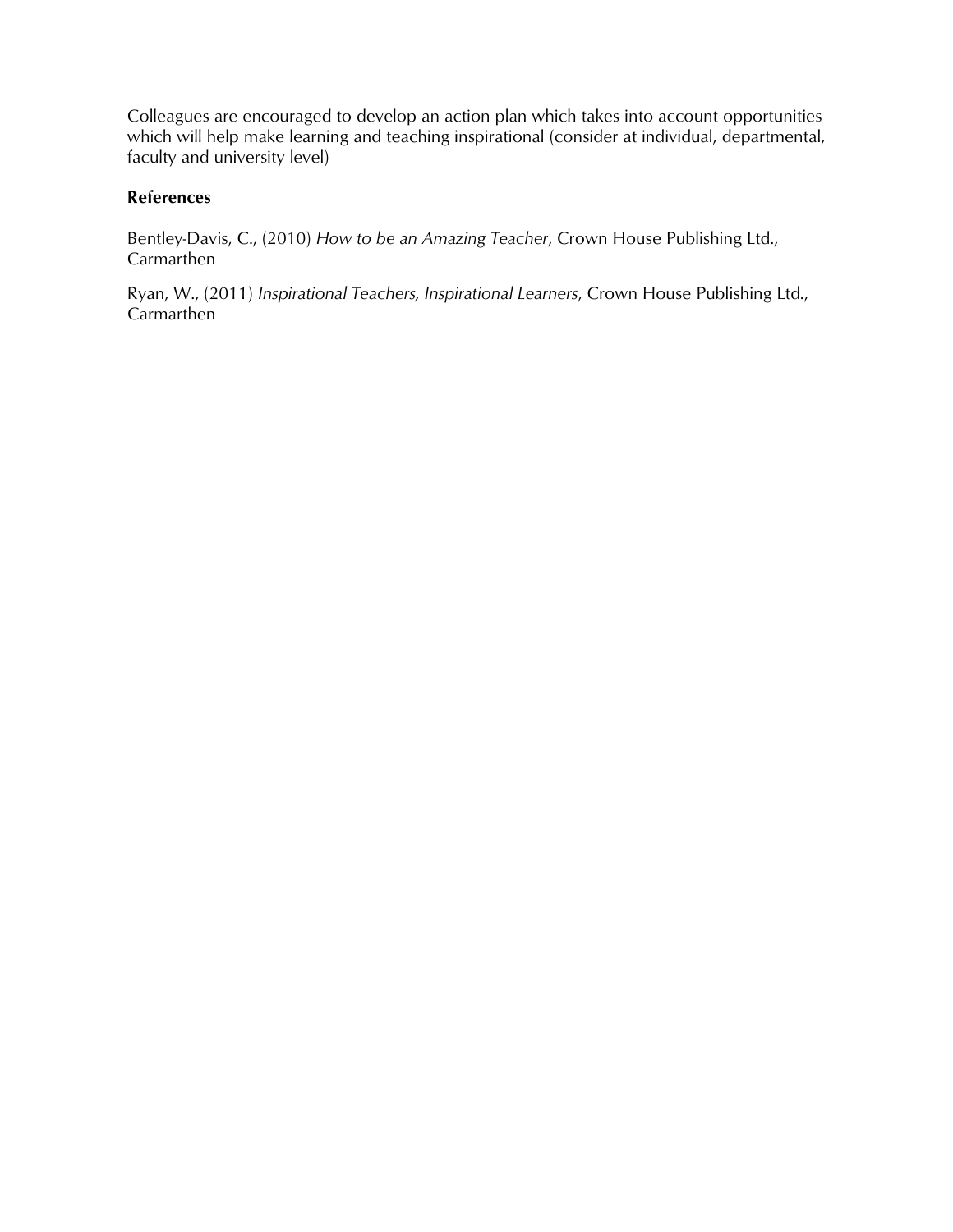Colleagues are encouraged to develop an action plan which takes into account opportunities which will help make learning and teaching inspirational (consider at individual, departmental, faculty and university level)

**References**

Bentley-Davis, C., (2010) *How to be an Amazing Teacher*, Crown House Publishing Ltd., Carmarthen

Ryan, W., (2011) *Inspirational Teachers, Inspirational Learners*, Crown House Publishing Ltd., Carmarthen